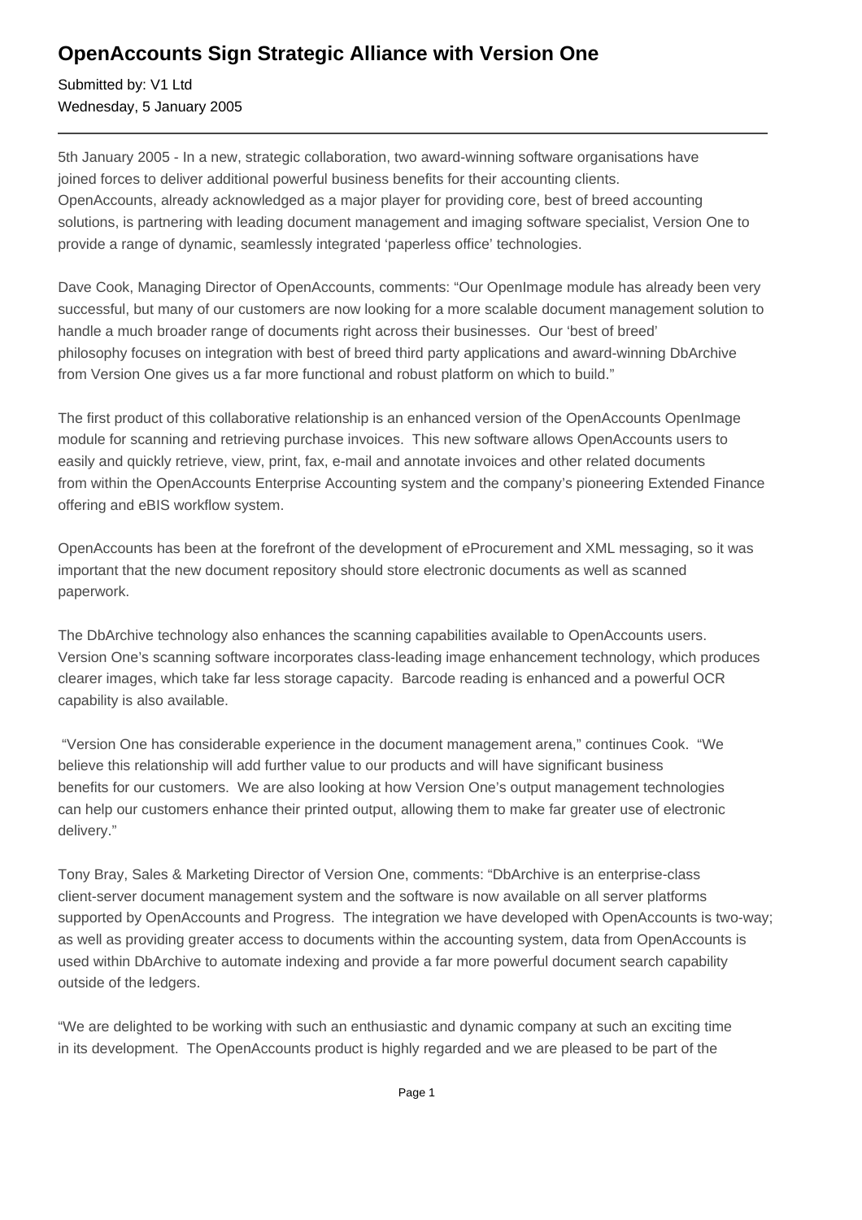# OpenAccounts Sign Strategic Alliance with Version One

Submitted by: V1 Ltd
Wednesday, 5 January 2005

---

5th January 2005 - In a new, strategic collaboration, two award-winning software organisations have joined forces to deliver additional powerful business benefits for their accounting clients. OpenAccounts, already acknowledged as a major player for providing core, best of breed accounting solutions, is partnering with leading document management and imaging software specialist, Version One to provide a range of dynamic, seamlessly integrated 'paperless office' technologies.

Dave Cook, Managing Director of OpenAccounts, comments: "Our OpenImage module has already been very successful, but many of our customers are now looking for a more scalable document management solution to handle a much broader range of documents right across their businesses. Our 'best of breed' philosophy focuses on integration with best of breed third party applications and award-winning DbArchive from Version One gives us a far more functional and robust platform on which to build."

The first product of this collaborative relationship is an enhanced version of the OpenAccounts OpenImage module for scanning and retrieving purchase invoices. This new software allows OpenAccounts users to easily and quickly retrieve, view, print, fax, e-mail and annotate invoices and other related documents from within the OpenAccounts Enterprise Accounting system and the company's pioneering Extended Finance offering and eBIS workflow system.

OpenAccounts has been at the forefront of the development of eProcurement and XML messaging, so it was important that the new document repository should store electronic documents as well as scanned paperwork.

The DbArchive technology also enhances the scanning capabilities available to OpenAccounts users. Version One's scanning software incorporates class-leading image enhancement technology, which produces clearer images, which take far less storage capacity. Barcode reading is enhanced and a powerful OCR capability is also available.

"Version One has considerable experience in the document management arena," continues Cook. "We believe this relationship will add further value to our products and will have significant business benefits for our customers. We are also looking at how Version One's output management technologies can help our customers enhance their printed output, allowing them to make far greater use of electronic delivery."

Tony Bray, Sales & Marketing Director of Version One, comments: "DbArchive is an enterprise-class client-server document management system and the software is now available on all server platforms supported by OpenAccounts and Progress. The integration we have developed with OpenAccounts is two-way; as well as providing greater access to documents within the accounting system, data from OpenAccounts is used within DbArchive to automate indexing and provide a far more powerful document search capability outside of the ledgers.

"We are delighted to be working with such an enthusiastic and dynamic company at such an exciting time in its development. The OpenAccounts product is highly regarded and we are pleased to be part of the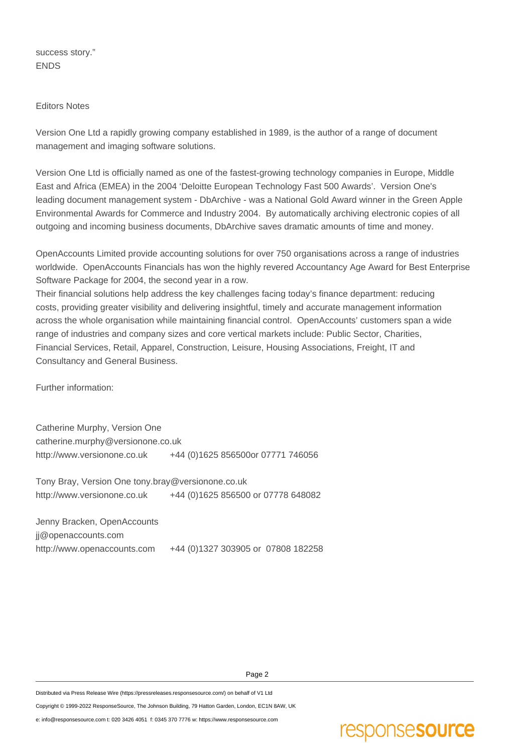success story."
ENDS

Editors Notes

Version One Ltd a rapidly growing company established in 1989, is the author of a range of document management and imaging software solutions.

Version One Ltd is officially named as one of the fastest-growing technology companies in Europe, Middle East and Africa (EMEA) in the 2004 'Deloitte European Technology Fast 500 Awards'. Version One's leading document management system - DbArchive - was a National Gold Award winner in the Green Apple Environmental Awards for Commerce and Industry 2004. By automatically archiving electronic copies of all outgoing and incoming business documents, DbArchive saves dramatic amounts of time and money.

OpenAccounts Limited provide accounting solutions for over 750 organisations across a range of industries worldwide. OpenAccounts Financials has won the highly revered Accountancy Age Award for Best Enterprise Software Package for 2004, the second year in a row.
Their financial solutions help address the key challenges facing today's finance department: reducing costs, providing greater visibility and delivering insightful, timely and accurate management information across the whole organisation while maintaining financial control. OpenAccounts' customers span a wide range of industries and company sizes and core vertical markets include: Public Sector, Charities, Financial Services, Retail, Apparel, Construction, Leisure, Housing Associations, Freight, IT and Consultancy and General Business.

Further information:

Catherine Murphy, Version One
catherine.murphy@versionone.co.uk
http://www.versionone.co.uk +44 (0)1625 856500or 07771 746056

Tony Bray, Version One tony.bray@versionone.co.uk
http://www.versionone.co.uk +44 (0)1625 856500 or 07778 648082

Jenny Bracken, OpenAccounts
jj@openaccounts.com
http://www.openaccounts.com +44 (0)1327 303905 or 07808 182258